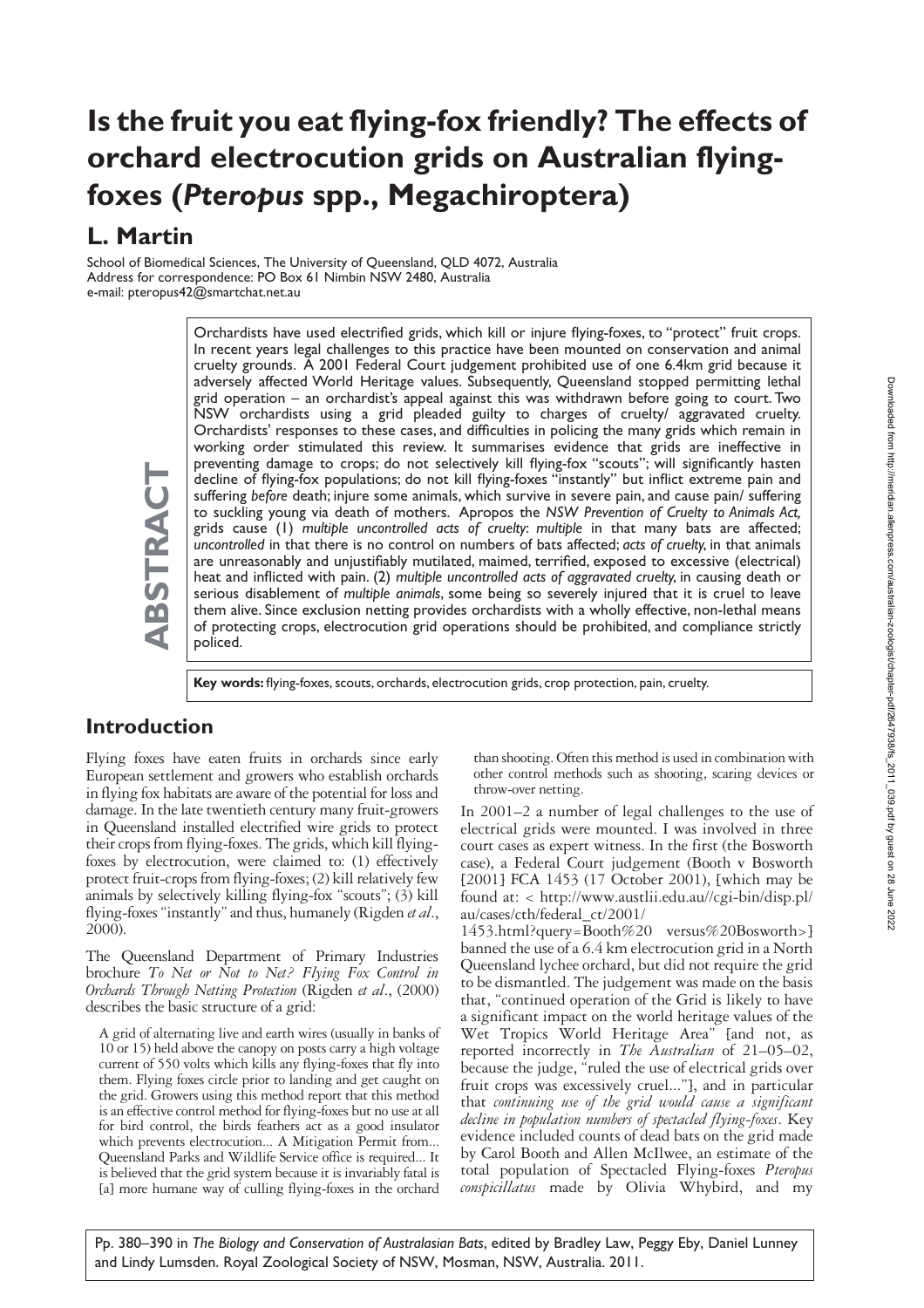# Is the fruit you eat flying-fox friendly? The effects of orchard electrocution grids on Australian flying-foxes (*Pteropus* spp., Megachiroptera)

## L. Martin

School of Biomedical Sciences, The University of Queensland, QLD 4072, Australia
Address for correspondence: PO Box 61 Nimbin NSW 2480, Australia
e-mail: pteropus42@smartchat.net.au

**ABSTRACT**

Orchardists have used electrified grids, which kill or injure flying-foxes, to "protect" fruit crops. In recent years legal challenges to this practice have been mounted on conservation and animal cruelty grounds. A 2001 Federal Court judgement prohibited use of one 6.4km grid because it adversely affected World Heritage values. Subsequently, Queensland stopped permitting lethal grid operation – an orchardist's appeal against this was withdrawn before going to court. Two NSW orchardists using a grid pleaded guilty to charges of cruelty/ aggravated cruelty. Orchardists' responses to these cases, and difficulties in policing the many grids which remain in working order stimulated this review. It summarises evidence that grids are ineffective in preventing damage to crops; do not selectively kill flying-fox "scouts"; will significantly hasten decline of flying-fox populations; do not kill flying-foxes "instantly" but inflict extreme pain and suffering *before* death; injure some animals, which survive in severe pain, and cause pain/ suffering to suckling young via death of mothers. Apropos the *NSW Prevention of Cruelty to Animals Act*, grids cause (1) *multiple uncontrolled acts of cruelty*: *multiple* in that many bats are affected; *uncontrolled* in that there is no control on numbers of bats affected; *acts of cruelty*, in that animals are unreasonably and unjustifiably mutilated, maimed, terrified, exposed to excessive (electrical) heat and inflicted with pain. (2) *multiple uncontrolled acts of aggravated cruelty*, in causing death or serious disablement of *multiple animals*, some being so severely injured that it is cruel to leave them alive. Since exclusion netting provides orchardists with a wholly effective, non-lethal means of protecting crops, electrocution grid operations should be prohibited, and compliance strictly policed.

**Key words:** flying-foxes, scouts, orchards, electrocution grids, crop protection, pain, cruelty.

## Introduction

Flying foxes have eaten fruits in orchards since early European settlement and growers who establish orchards in flying fox habitats are aware of the potential for loss and damage. In the late twentieth century many fruit-growers in Queensland installed electrified wire grids to protect their crops from flying-foxes. The grids, which kill flying-foxes by electrocution, were claimed to: (1) effectively protect fruit-crops from flying-foxes; (2) kill relatively few animals by selectively killing flying-fox "scouts"; (3) kill flying-foxes "instantly" and thus, humanely (Rigden *et al*., 2000).

The Queensland Department of Primary Industries brochure *To Net or Not to Net? Flying Fox Control in Orchards Through Netting Protection* (Rigden *et al*., (2000) describes the basic structure of a grid:

> A grid of alternating live and earth wires (usually in banks of 10 or 15) held above the canopy on posts carry a high voltage current of 550 volts which kills any flying-foxes that fly into them. Flying foxes circle prior to landing and get caught on the grid. Growers using this method report that this method is an effective control method for flying-foxes but no use at all for bird control, the birds feathers act as a good insulator which prevents electrocution... A Mitigation Permit from... Queensland Parks and Wildlife Service office is required... It is believed that the grid system because it is invariably fatal is [a] more humane way of culling flying-foxes in the orchard than shooting. Often this method is used in combination with other control methods such as shooting, scaring devices or throw-over netting.

In 2001–2 a number of legal challenges to the use of electrical grids were mounted. I was involved in three court cases as expert witness. In the first (the Bosworth case), a Federal Court judgement (Booth v Bosworth [2001] FCA 1453 (17 October 2001), [which may be found at: < http://www.austlii.edu.au//cgi-bin/disp.pl/au/cases/cth/federal_ct/2001/1453.html?query=Booth%20 versus%20Bosworth>] banned the use of a 6.4 km electrocution grid in a North Queensland lychee orchard, but did not require the grid to be dismantled. The judgement was made on the basis that, "continued operation of the Grid is likely to have a significant impact on the world heritage values of the Wet Tropics World Heritage Area" [and not, as reported incorrectly in *The Australian* of 21–05–02, because the judge, "ruled the use of electrical grids over fruit crops was excessively cruel..."], and in particular that *continuing use of the grid would cause a significant decline in population numbers of spectacled flying-foxes*. Key evidence included counts of dead bats on the grid made by Carol Booth and Allen McIlwee, an estimate of the total population of Spectacled Flying-foxes *Pteropus conspicillatus* made by Olivia Whybird, and my

Pp. 380–390 in *The Biology and Conservation of Australasian Bats*, edited by Bradley Law, Peggy Eby, Daniel Lunney and Lindy Lumsden. Royal Zoological Society of NSW, Mosman, NSW, Australia. 2011.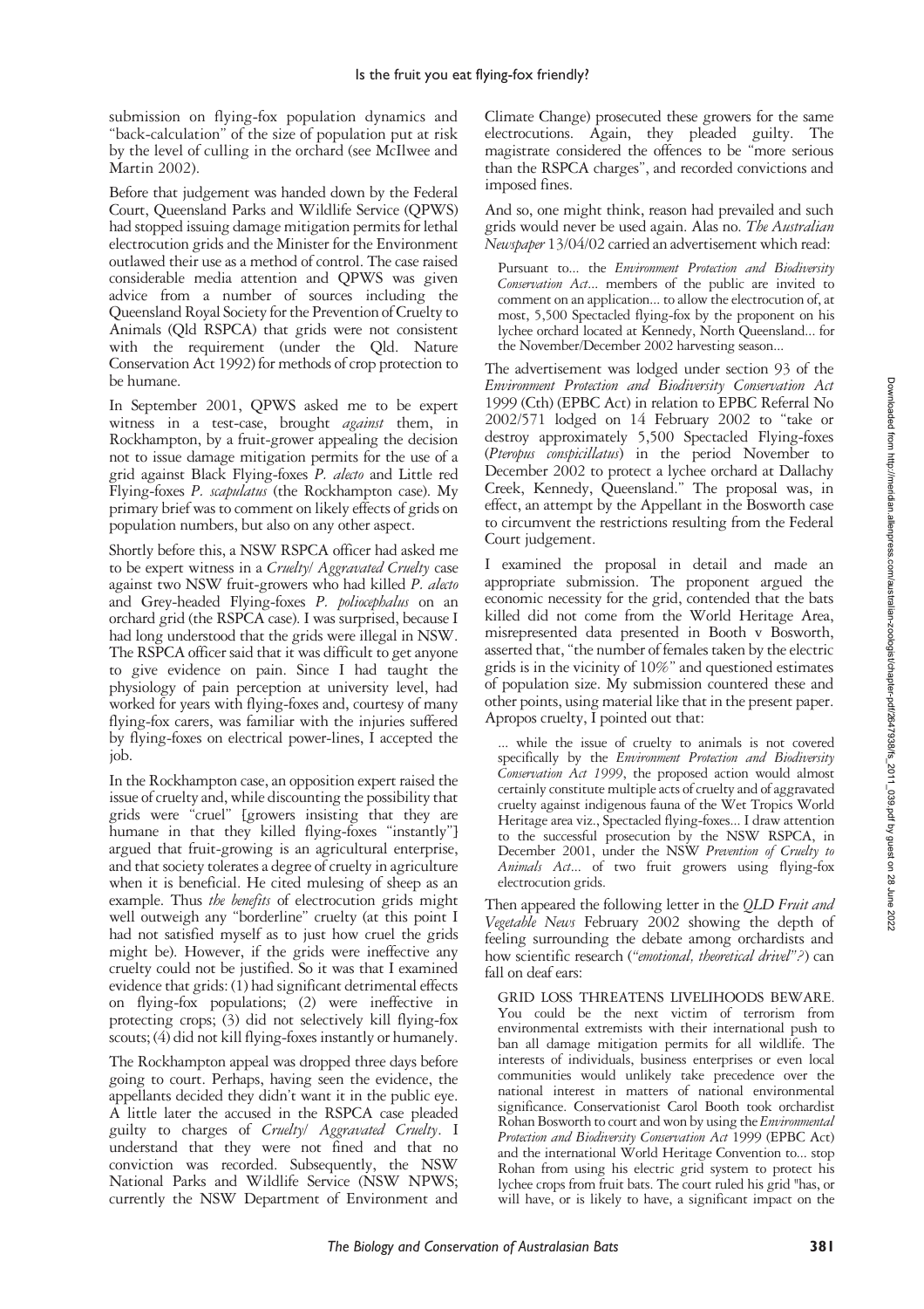submission on flying-fox population dynamics and "back-calculation" of the size of population put at risk by the level of culling in the orchard (see McIlwee and Martin 2002).

Before that judgement was handed down by the Federal Court, Queensland Parks and Wildlife Service (QPWS) had stopped issuing damage mitigation permits for lethal electrocution grids and the Minister for the Environment outlawed their use as a method of control. The case raised considerable media attention and QPWS was given advice from a number of sources including the Queensland Royal Society for the Prevention of Cruelty to Animals (Qld RSPCA) that grids were not consistent with the requirement (under the Qld. Nature Conservation Act 1992) for methods of crop protection to be humane.

In September 2001, QPWS asked me to be expert witness in a test-case, brought *against* them, in Rockhampton, by a fruit-grower appealing the decision not to issue damage mitigation permits for the use of a grid against Black Flying-foxes *P. alecto* and Little red Flying-foxes *P. scapulatus* (the Rockhampton case). My primary brief was to comment on likely effects of grids on population numbers, but also on any other aspect.

Shortly before this, a NSW RSPCA officer had asked me to be expert witness in a *Cruelty/ Aggravated Cruelty* case against two NSW fruit-growers who had killed *P. alecto* and Grey-headed Flying-foxes *P. poliocephalus* on an orchard grid (the RSPCA case). I was surprised, because I had long understood that the grids were illegal in NSW. The RSPCA officer said that it was difficult to get anyone to give evidence on pain. Since I had taught the physiology of pain perception at university level, had worked for years with flying-foxes and, courtesy of many flying-fox carers, was familiar with the injuries suffered by flying-foxes on electrical power-lines, I accepted the job.

In the Rockhampton case, an opposition expert raised the issue of cruelty and, while discounting the possibility that grids were "cruel" [growers insisting that they are humane in that they killed flying-foxes "instantly"] argued that fruit-growing is an agricultural enterprise, and that society tolerates a degree of cruelty in agriculture when it is beneficial. He cited mulesing of sheep as an example. Thus *the benefits* of electrocution grids might well outweigh any "borderline" cruelty (at this point I had not satisfied myself as to just how cruel the grids might be). However, if the grids were ineffective any cruelty could not be justified. So it was that I examined evidence that grids: (1) had significant detrimental effects on flying-fox populations; (2) were ineffective in protecting crops; (3) did not selectively kill flying-fox scouts; (4) did not kill flying-foxes instantly or humanely.

The Rockhampton appeal was dropped three days before going to court. Perhaps, having seen the evidence, the appellants decided they didn't want it in the public eye. A little later the accused in the RSPCA case pleaded guilty to charges of *Cruelty/ Aggravated Cruelty*. I understand that they were not fined and that no conviction was recorded. Subsequently, the NSW National Parks and Wildlife Service (NSW NPWS; currently the NSW Department of Environment and Climate Change) prosecuted these growers for the same electrocutions. Again, they pleaded guilty. The magistrate considered the offences to be "more serious than the RSPCA charges", and recorded convictions and imposed fines.

And so, one might think, reason had prevailed and such grids would never be used again. Alas no. *The Australian Newspaper* 13/04/02 carried an advertisement which read:

> Pursuant to... the *Environment Protection and Biodiversity Conservation Act*... members of the public are invited to comment on an application... to allow the electrocution of, at most, 5,500 Spectacled flying-fox by the proponent on his lychee orchard located at Kennedy, North Queensland... for the November/December 2002 harvesting season...

The advertisement was lodged under section 93 of the *Environment Protection and Biodiversity Conservation Act* 1999 (Cth) (EPBC Act) in relation to EPBC Referral No 2002/571 lodged on 14 February 2002 to "take or destroy approximately 5,500 Spectacled Flying-foxes (*Pteropus conspicillatus*) in the period November to December 2002 to protect a lychee orchard at Dallachy Creek, Kennedy, Queensland." The proposal was, in effect, an attempt by the Appellant in the Bosworth case to circumvent the restrictions resulting from the Federal Court judgement.

I examined the proposal in detail and made an appropriate submission. The proponent argued the economic necessity for the grid, contended that the bats killed did not come from the World Heritage Area, misrepresented data presented in Booth v Bosworth, asserted that, "the number of females taken by the electric grids is in the vicinity of 10%" and questioned estimates of population size. My submission countered these and other points, using material like that in the present paper. Apropos cruelty, I pointed out that:

> ... while the issue of cruelty to animals is not covered specifically by the *Environment Protection and Biodiversity Conservation Act 1999*, the proposed action would almost certainly constitute multiple acts of cruelty and of aggravated cruelty against indigenous fauna of the Wet Tropics World Heritage area viz., Spectacled flying-foxes... I draw attention to the successful prosecution by the NSW RSPCA, in December 2001, under the NSW *Prevention of Cruelty to Animals Act*... of two fruit growers using flying-fox electrocution grids.

Then appeared the following letter in the *QLD Fruit and Vegetable News* February 2002 showing the depth of feeling surrounding the debate among orchardists and how scientific research (*"emotional, theoretical drivel"?*) can fall on deaf ears:

> GRID LOSS THREATENS LIVELIHOODS BEWARE. You could be the next victim of terrorism from environmental extremists with their international push to ban all damage mitigation permits for all wildlife. The interests of individuals, business enterprises or even local communities would unlikely take precedence over the national interest in matters of national environmental significance. Conservationist Carol Booth took orchardist Rohan Bosworth to court and won by using the *Environmental Protection and Biodiversity Conservation Act* 1999 (EPBC Act) and the international World Heritage Convention to... stop Rohan from using his electric grid system to protect his lychee crops from fruit bats. The court ruled his grid "has, or will have, or is likely to have, a significant impact on the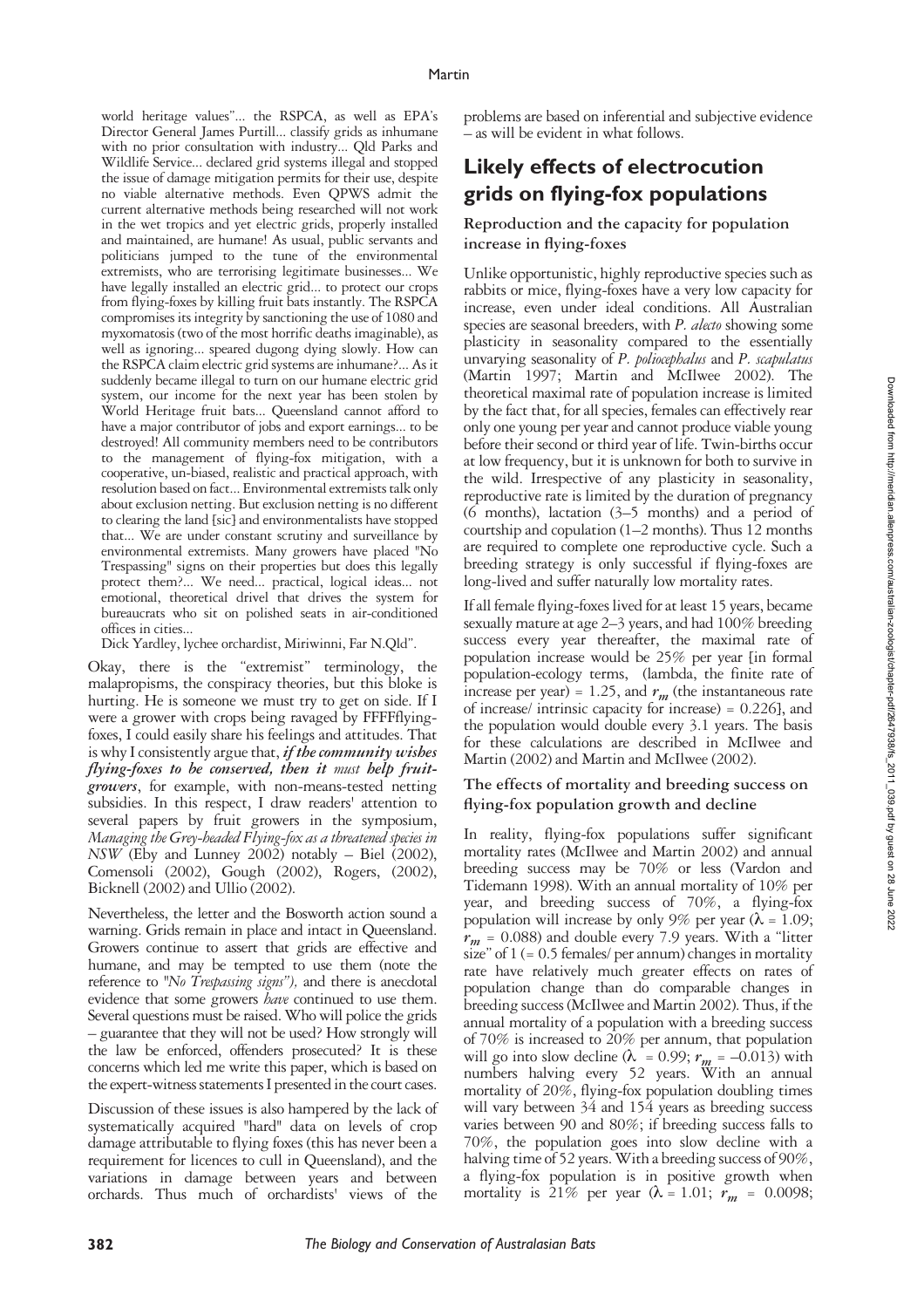world heritage values"... the RSPCA, as well as EPA's Director General James Purtill... classify grids as inhumane with no prior consultation with industry... Qld Parks and Wildlife Service... declared grid systems illegal and stopped the issue of damage mitigation permits for their use, despite no viable alternative methods. Even QPWS admit the current alternative methods being researched will not work in the wet tropics and yet electric grids, properly installed and maintained, are humane! As usual, public servants and politicians jumped to the tune of the environmental extremists, who are terrorising legitimate businesses... We have legally installed an electric grid... to protect our crops from flying-foxes by killing fruit bats instantly. The RSPCA compromises its integrity by sanctioning the use of 1080 and myxomatosis (two of the most horrific deaths imaginable), as well as ignoring... speared dugong dying slowly. How can the RSPCA claim electric grid systems are inhumane?... As it suddenly became illegal to turn on our humane electric grid system, our income for the next year has been stolen by World Heritage fruit bats... Queensland cannot afford to have a major contributor of jobs and export earnings... to be destroyed! All community members need to be contributors to the management of flying-fox mitigation, with a cooperative, un-biased, realistic and practical approach, with resolution based on fact... Environmental extremists talk only about exclusion netting. But exclusion netting is no different to clearing the land [sic] and environmentalists have stopped that... We are under constant scrutiny and surveillance by environmental extremists. Many growers have placed "No Trespassing" signs on their properties but does this legally protect them?... We need... practical, logical ideas... not emotional, theoretical drivel that drives the system for bureaucrats who sit on polished seats in air-conditioned offices in cities...

Dick Yardley, lychee orchardist, Miriwinni, Far N.Qld".

Okay, there is the "extremist" terminology, the malapropisms, the conspiracy theories, but this bloke is hurting. He is someone we must try to get on side. If I were a grower with crops being ravaged by FFFFflying-foxes, I could easily share his feelings and attitudes. That is why I consistently argue that, ***if the community wishes flying-foxes to be conserved, then it must help fruit-growers***, for example, with non-means-tested netting subsidies. In this respect, I draw readers' attention to several papers by fruit growers in the symposium, *Managing the Grey-headed Flying-fox as a threatened species in NSW* (Eby and Lunney 2002) notably – Biel (2002), Comensoli (2002), Gough (2002), Rogers, (2002), Bicknell (2002) and Ullio (2002).

Nevertheless, the letter and the Bosworth action sound a warning. Grids remain in place and intact in Queensland. Growers continue to assert that grids are effective and humane, and may be tempted to use them (note the reference to "*No Trespassing signs*"), and there is anecdotal evidence that some growers *have* continued to use them. Several questions must be raised. Who will police the grids – guarantee that they will not be used? How strongly will the law be enforced, offenders prosecuted? It is these concerns which led me write this paper, which is based on the expert-witness statements I presented in the court cases.

Discussion of these issues is also hampered by the lack of systematically acquired "hard" data on levels of crop damage attributable to flying foxes (this has never been a requirement for licences to cull in Queensland), and the variations in damage between years and between orchards. Thus much of orchardists' views of the problems are based on inferential and subjective evidence – as will be evident in what follows.

## Likely effects of electrocution grids on flying-fox populations

### Reproduction and the capacity for population increase in flying-foxes

Unlike opportunistic, highly reproductive species such as rabbits or mice, flying-foxes have a very low capacity for increase, even under ideal conditions. All Australian species are seasonal breeders, with *P. alecto* showing some plasticity in seasonality compared to the essentially unvarying seasonality of *P. poliocephalus* and *P. scapulatus* (Martin 1997; Martin and McIlwee 2002). The theoretical maximal rate of population increase is limited by the fact that, for all species, females can effectively rear only one young per year and cannot produce viable young before their second or third year of life. Twin-births occur at low frequency, but it is unknown for both to survive in the wild. Irrespective of any plasticity in seasonality, reproductive rate is limited by the duration of pregnancy (6 months), lactation (3–5 months) and a period of courtship and copulation (1–2 months). Thus 12 months are required to complete one reproductive cycle. Such a breeding strategy is only successful if flying-foxes are long-lived and suffer naturally low mortality rates.

If all female flying-foxes lived for at least 15 years, became sexually mature at age 2–3 years, and had 100% breeding success every year thereafter, the maximal rate of population increase would be 25% per year [in formal population-ecology terms, (lambda, the finite rate of increase per year) = 1.25, and $r_m$ (the instantaneous rate of increase/ intrinsic capacity for increase) = 0.226], and the population would double every 3.1 years. The basis for these calculations are described in McIlwee and Martin (2002) and Martin and McIlwee (2002).

### The effects of mortality and breeding success on flying-fox population growth and decline

In reality, flying-fox populations suffer significant mortality rates (McIlwee and Martin 2002) and annual breeding success may be 70% or less (Vardon and Tidemann 1998). With an annual mortality of 10% per year, and breeding success of 70%, a flying-fox population will increase by only 9% per year ($\lambda$ = 1.09; $r_m$ = 0.088) and double every 7.9 years. With a "litter size" of 1 (= 0.5 females/ per annum) changes in mortality rate have relatively much greater effects on rates of population change than do comparable changes in breeding success (McIlwee and Martin 2002). Thus, if the annual mortality of a population with a breeding success of 70% is increased to 20% per annum, that population will go into slow decline ($\lambda$ = 0.99; $r_m$ = –0.013) with numbers halving every 52 years. With an annual mortality of 20%, flying-fox population doubling times will vary between 34 and 154 years as breeding success varies between 90 and 80%; if breeding success falls to 70%, the population goes into slow decline with a halving time of 52 years. With a breeding success of 90%, a flying-fox population is in positive growth when mortality is 21% per year ($\lambda$ = 1.01; $r_m$ = 0.0098;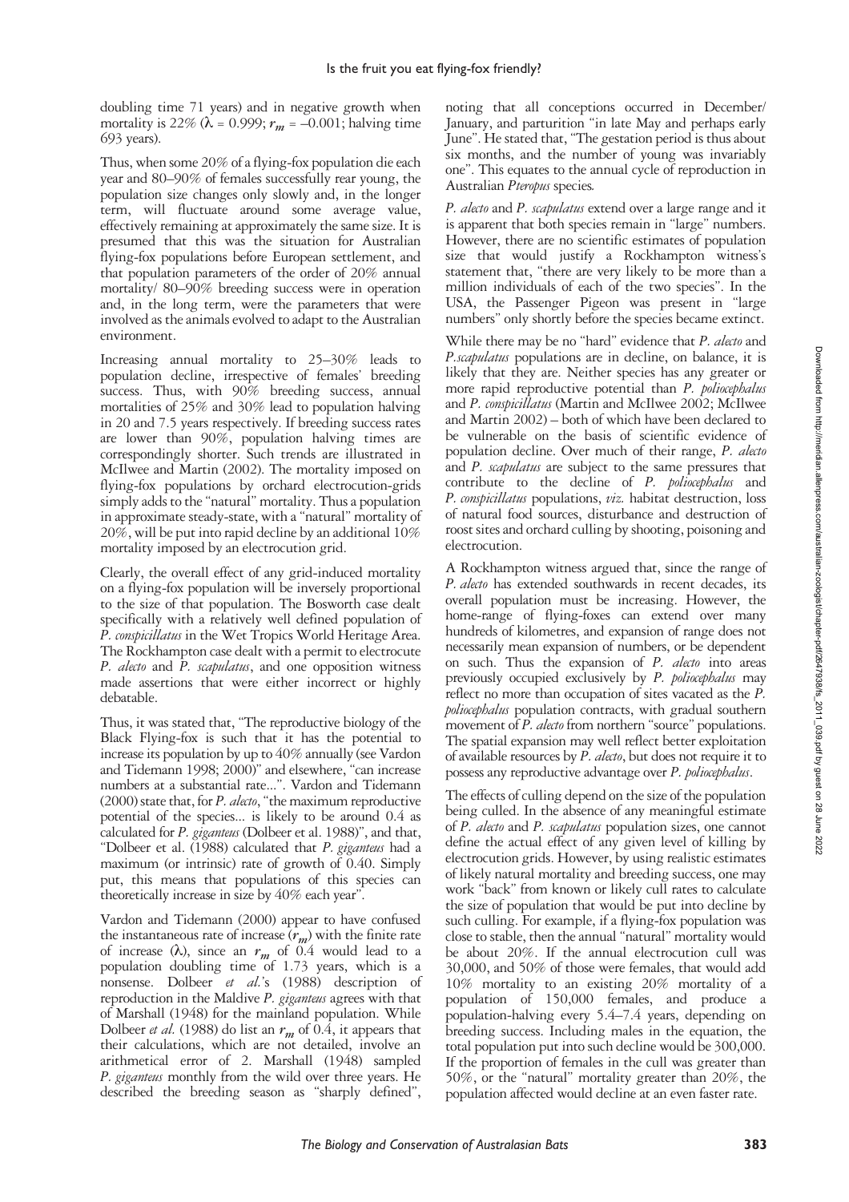doubling time 71 years) and in negative growth when mortality is 22% ($\lambda$ = 0.999; $r_m$ = –0.001; halving time 693 years).

Thus, when some 20% of a flying-fox population die each year and 80–90% of females successfully rear young, the population size changes only slowly and, in the longer term, will fluctuate around some average value, effectively remaining at approximately the same size. It is presumed that this was the situation for Australian flying-fox populations before European settlement, and that population parameters of the order of 20% annual mortality/ 80–90% breeding success were in operation and, in the long term, were the parameters that were involved as the animals evolved to adapt to the Australian environment.

Increasing annual mortality to 25–30% leads to population decline, irrespective of females' breeding success. Thus, with 90% breeding success, annual mortalities of 25% and 30% lead to population halving in 20 and 7.5 years respectively. If breeding success rates are lower than 90%, population halving times are correspondingly shorter. Such trends are illustrated in McIlwee and Martin (2002). The mortality imposed on flying-fox populations by orchard electrocution-grids simply adds to the "natural" mortality. Thus a population in approximate steady-state, with a "natural" mortality of 20%, will be put into rapid decline by an additional 10% mortality imposed by an electrocution grid.

Clearly, the overall effect of any grid-induced mortality on a flying-fox population will be inversely proportional to the size of that population. The Bosworth case dealt specifically with a relatively well defined population of *P. conspicillatus* in the Wet Tropics World Heritage Area. The Rockhampton case dealt with a permit to electrocute *P. alecto* and *P. scapulatus*, and one opposition witness made assertions that were either incorrect or highly debatable.

Thus, it was stated that, "The reproductive biology of the Black Flying-fox is such that it has the potential to increase its population by up to 40% annually (see Vardon and Tidemann 1998; 2000)" and elsewhere, "can increase numbers at a substantial rate...". Vardon and Tidemann (2000) state that, for *P. alecto*, "the maximum reproductive potential of the species... is likely to be around 0.4 as calculated for *P. giganteus* (Dolbeer et al. 1988)", and that, "Dolbeer et al. (1988) calculated that *P. giganteus* had a maximum (or intrinsic) rate of growth of 0.40. Simply put, this means that populations of this species can theoretically increase in size by 40% each year".

Vardon and Tidemann (2000) appear to have confused the instantaneous rate of increase ($r_m$) with the finite rate of increase ($\lambda$), since an $r_m$ of 0.4 would lead to a population doubling time of 1.73 years, which is a nonsense. Dolbeer *et al.*'s (1988) description of reproduction in the Maldive *P. giganteus* agrees with that of Marshall (1948) for the mainland population. While Dolbeer *et al.* (1988) do list an $r_m$ of 0.4, it appears that their calculations, which are not detailed, involve an arithmetical error of 2. Marshall (1948) sampled *P. giganteus* monthly from the wild over three years. He described the breeding season as "sharply defined", noting that all conceptions occurred in December/ January, and parturition "in late May and perhaps early June". He stated that, "The gestation period is thus about six months, and the number of young was invariably one". This equates to the annual cycle of reproduction in Australian *Pteropus* species.

*P. alecto* and *P. scapulatus* extend over a large range and it is apparent that both species remain in "large" numbers. However, there are no scientific estimates of population size that would justify a Rockhampton witness's statement that, "there are very likely to be more than a million individuals of each of the two species". In the USA, the Passenger Pigeon was present in "large numbers" only shortly before the species became extinct.

While there may be no "hard" evidence that *P. alecto* and *P. scapulatus* populations are in decline, on balance, it is likely that they are. Neither species has any greater or more rapid reproductive potential than *P. poliocephalus* and *P. conspicillatus* (Martin and McIlwee 2002; McIlwee and Martin 2002) – both of which have been declared to be vulnerable on the basis of scientific evidence of population decline. Over much of their range, *P. alecto* and *P. scapulatus* are subject to the same pressures that contribute to the decline of *P. poliocephalus* and *P. conspicillatus* populations, *viz.* habitat destruction, loss of natural food sources, disturbance and destruction of roost sites and orchard culling by shooting, poisoning and electrocution.

A Rockhampton witness argued that, since the range of *P. alecto* has extended southwards in recent decades, its overall population must be increasing. However, the home-range of flying-foxes can extend over many hundreds of kilometres, and expansion of range does not necessarily mean expansion of numbers, or be dependent on such. Thus the expansion of *P. alecto* into areas previously occupied exclusively by *P. poliocephalus* may reflect no more than occupation of sites vacated as the *P. poliocephalus* population contracts, with gradual southern movement of *P. alecto* from northern "source" populations. The spatial expansion may well reflect better exploitation of available resources by *P. alecto*, but does not require it to possess any reproductive advantage over *P. poliocephalus*.

The effects of culling depend on the size of the population being culled. In the absence of any meaningful estimate of *P. alecto* and *P. scapulatus* population sizes, one cannot define the actual effect of any given level of killing by electrocution grids. However, by using realistic estimates of likely natural mortality and breeding success, one may work "back" from known or likely cull rates to calculate the size of population that would be put into decline by such culling. For example, if a flying-fox population was close to stable, then the annual "natural" mortality would be about 20%. If the annual electrocution cull was 30,000, and 50% of those were females, that would add 10% mortality to an existing 20% mortality of a population of 150,000 females, and produce a population-halving every 5.4–7.4 years, depending on breeding success. Including males in the equation, the total population put into such decline would be 300,000. If the proportion of females in the cull was greater than 50%, or the "natural" mortality greater than 20%, the population affected would decline at an even faster rate.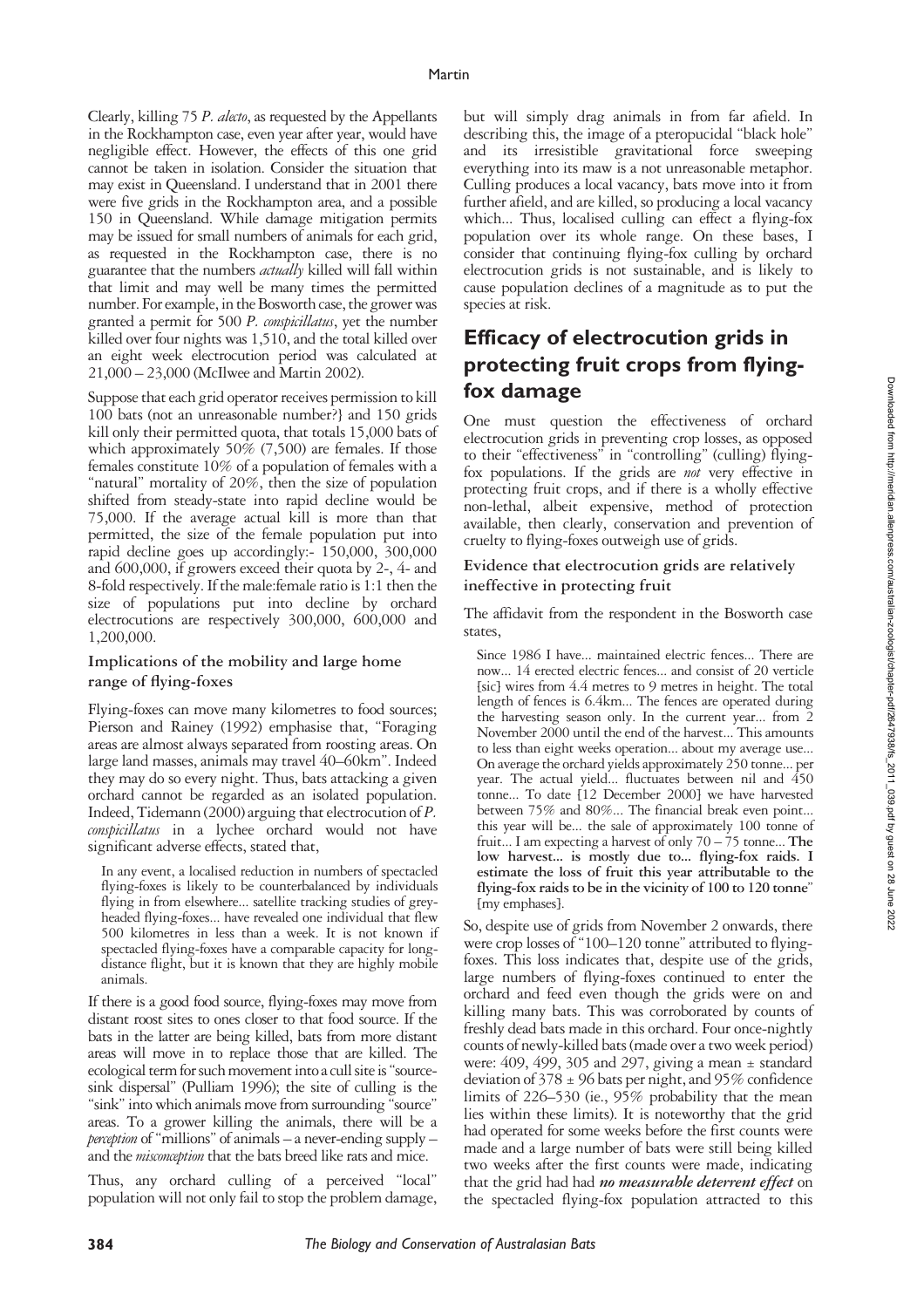Clearly, killing 75 *P. alecto*, as requested by the Appellants in the Rockhampton case, even year after year, would have negligible effect. However, the effects of this one grid cannot be taken in isolation. Consider the situation that may exist in Queensland. I understand that in 2001 there were five grids in the Rockhampton area, and a possible 150 in Queensland. While damage mitigation permits may be issued for small numbers of animals for each grid, as requested in the Rockhampton case, there is no guarantee that the numbers *actually* killed will fall within that limit and may well be many times the permitted number. For example, in the Bosworth case, the grower was granted a permit for 500 *P. conspicillatus*, yet the number killed over four nights was 1,510, and the total killed over an eight week electrocution period was calculated at 21,000 – 23,000 (McIlwee and Martin 2002).

Suppose that each grid operator receives permission to kill 100 bats (not an unreasonable number?} and 150 grids kill only their permitted quota, that totals 15,000 bats of which approximately 50% (7,500) are females. If those females constitute 10% of a population of females with a "natural" mortality of 20%, then the size of population shifted from steady-state into rapid decline would be 75,000. If the average actual kill is more than that permitted, the size of the female population put into rapid decline goes up accordingly:- 150,000, 300,000 and 600,000, if growers exceed their quota by 2-, 4- and 8-fold respectively. If the male:female ratio is 1:1 then the size of populations put into decline by orchard electrocutions are respectively 300,000, 600,000 and 1,200,000.

### Implications of the mobility and large home range of flying-foxes

Flying-foxes can move many kilometres to food sources; Pierson and Rainey (1992) emphasise that, "Foraging areas are almost always separated from roosting areas. On large land masses, animals may travel 40–60km". Indeed they may do so every night. Thus, bats attacking a given orchard cannot be regarded as an isolated population. Indeed, Tidemann (2000) arguing that electrocution of *P. conspicillatus* in a lychee orchard would not have significant adverse effects, stated that,

> In any event, a localised reduction in numbers of spectacled flying-foxes is likely to be counterbalanced by individuals flying in from elsewhere... satellite tracking studies of grey-headed flying-foxes... have revealed one individual that flew 500 kilometres in less than a week. It is not known if spectacled flying-foxes have a comparable capacity for long-distance flight, but it is known that they are highly mobile animals.

If there is a good food source, flying-foxes may move from distant roost sites to ones closer to that food source. If the bats in the latter are being killed, bats from more distant areas will move in to replace those that are killed. The ecological term for such movement into a cull site is "source-sink dispersal" (Pulliam 1996); the site of culling is the "sink" into which animals move from surrounding "source" areas. To a grower killing the animals, there will be a *perception* of "millions" of animals – a never-ending supply – and the *misconception* that the bats breed like rats and mice.

Thus, any orchard culling of a perceived "local" population will not only fail to stop the problem damage, but will simply drag animals in from far afield. In describing this, the image of a pteropucidal "black hole" and its irresistible gravitational force sweeping everything into its maw is a not unreasonable metaphor. Culling produces a local vacancy, bats move into it from further afield, and are killed, so producing a local vacancy which... Thus, localised culling can effect a flying-fox population over its whole range. On these bases, I consider that continuing flying-fox culling by orchard electrocution grids is not sustainable, and is likely to cause population declines of a magnitude as to put the species at risk.

## Efficacy of electrocution grids in protecting fruit crops from flying-fox damage

One must question the effectiveness of orchard electrocution grids in preventing crop losses, as opposed to their "effectiveness" in "controlling" (culling) flying-fox populations. If the grids are *not* very effective in protecting fruit crops, and if there is a wholly effective non-lethal, albeit expensive, method of protection available, then clearly, conservation and prevention of cruelty to flying-foxes outweigh use of grids.

### Evidence that electrocution grids are relatively ineffective in protecting fruit

The affidavit from the respondent in the Bosworth case states,

> Since 1986 I have... maintained electric fences... There are now... 14 erected electric fences... and consist of 20 verticle [sic] wires from 4.4 metres to 9 metres in height. The total length of fences is 6.4km... The fences are operated during the harvesting season only. In the current year... from 2 November 2000 until the end of the harvest... This amounts to less than eight weeks operation... about my average use... On average the orchard yields approximately 250 tonne... per year. The actual yield... fluctuates between nil and 450 tonne... To date [12 December 2000] we have harvested between 75% and 80%... The financial break even point... this year will be... the sale of approximately 100 tonne of fruit... I am expecting a harvest of only 70 – 75 tonne... **The low harvest... is mostly due to... flying-fox raids. I estimate the loss of fruit this year attributable to the flying-fox raids to be in the vicinity of 100 to 120 tonne**" [my emphases].

So, despite use of grids from November 2 onwards, there were crop losses of "100–120 tonne" attributed to flying-foxes. This loss indicates that, despite use of the grids, large numbers of flying-foxes continued to enter the orchard and feed even though the grids were on and killing many bats. This was corroborated by counts of freshly dead bats made in this orchard. Four once-nightly counts of newly-killed bats (made over a two week period) were: 409, 499, 305 and 297, giving a mean ± standard deviation of 378 ± 96 bats per night, and 95% confidence limits of 226–530 (ie., 95% probability that the mean lies within these limits). It is noteworthy that the grid had operated for some weeks before the first counts were made and a large number of bats were still being killed two weeks after the first counts were made, indicating that the grid had had ***no measurable deterrent effect*** on the spectacled flying-fox population attracted to this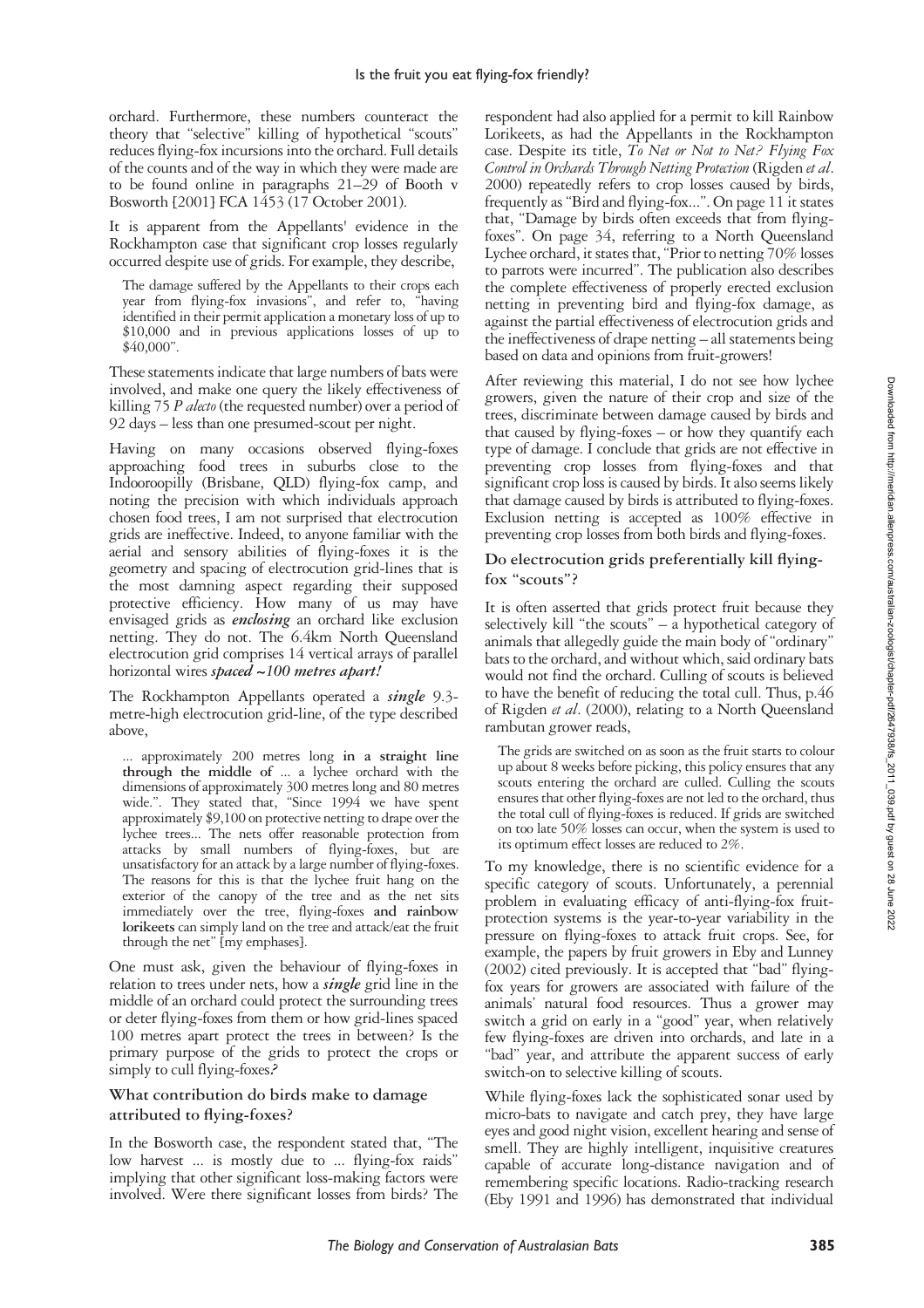orchard. Furthermore, these numbers counteract the theory that "selective" killing of hypothetical "scouts" reduces flying-fox incursions into the orchard. Full details of the counts and of the way in which they were made are to be found online in paragraphs 21–29 of Booth v Bosworth [2001] FCA 1453 (17 October 2001).

It is apparent from the Appellants' evidence in the Rockhampton case that significant crop losses regularly occurred despite use of grids. For example, they describe,

> The damage suffered by the Appellants to their crops each year from flying-fox invasions", and refer to, "having identified in their permit application a monetary loss of up to \$10,000 and in previous applications losses of up to \$40,000".

These statements indicate that large numbers of bats were involved, and make one query the likely effectiveness of killing 75 *P alecto* (the requested number) over a period of 92 days – less than one presumed-scout per night.

Having on many occasions observed flying-foxes approaching food trees in suburbs close to the Indooroopilly (Brisbane, QLD) flying-fox camp, and noting the precision with which individuals approach chosen food trees, I am not surprised that electrocution grids are ineffective. Indeed, to anyone familiar with the aerial and sensory abilities of flying-foxes it is the geometry and spacing of electrocution grid-lines that is the most damning aspect regarding their supposed protective efficiency. How many of us may have envisaged grids as ***enclosing*** an orchard like exclusion netting. They do not. The 6.4km North Queensland electrocution grid comprises 14 vertical arrays of parallel horizontal wires ***spaced ~100 metres apart!***

The Rockhampton Appellants operated a ***single*** 9.3-metre-high electrocution grid-line, of the type described above,

> ... approximately 200 metres long **in a straight line through the middle of** ... a lychee orchard with the dimensions of approximately 300 metres long and 80 metres wide.". They stated that, "Since 1994 we have spent approximately \$9,100 on protective netting to drape over the lychee trees... The nets offer reasonable protection from attacks by small numbers of flying-foxes, but are unsatisfactory for an attack by a large number of flying-foxes. The reasons for this is that the lychee fruit hang on the exterior of the canopy of the tree and as the net sits immediately over the tree, flying-foxes **and rainbow lorikeets** can simply land on the tree and attack/eat the fruit through the net" [my emphases].

One must ask, given the behaviour of flying-foxes in relation to trees under nets, how a ***single*** grid line in the middle of an orchard could protect the surrounding trees or deter flying-foxes from them or how grid-lines spaced 100 metres apart protect the trees in between? Is the primary purpose of the grids to protect the crops or simply to cull flying-foxes***?***

### What contribution do birds make to damage attributed to flying-foxes?

In the Bosworth case, the respondent stated that, "The low harvest ... is mostly due to ... flying-fox raids" implying that other significant loss-making factors were involved. Were there significant losses from birds? The respondent had also applied for a permit to kill Rainbow Lorikeets, as had the Appellants in the Rockhampton case. Despite its title, *To Net or Not to Net? Flying Fox Control in Orchards Through Netting Protection* (Rigden *et al*. 2000) repeatedly refers to crop losses caused by birds, frequently as "Bird and flying-fox...". On page 11 it states that, "Damage by birds often exceeds that from flying-foxes". On page 34, referring to a North Queensland Lychee orchard, it states that, "Prior to netting 70% losses to parrots were incurred". The publication also describes the complete effectiveness of properly erected exclusion netting in preventing bird and flying-fox damage, as against the partial effectiveness of electrocution grids and the ineffectiveness of drape netting – all statements being based on data and opinions from fruit-growers!

After reviewing this material, I do not see how lychee growers, given the nature of their crop and size of the trees, discriminate between damage caused by birds and that caused by flying-foxes – or how they quantify each type of damage. I conclude that grids are not effective in preventing crop losses from flying-foxes and that significant crop loss is caused by birds. It also seems likely that damage caused by birds is attributed to flying-foxes. Exclusion netting is accepted as 100% effective in preventing crop losses from both birds and flying-foxes.

### Do electrocution grids preferentially kill flying-fox "scouts"?

It is often asserted that grids protect fruit because they selectively kill "the scouts" – a hypothetical category of animals that allegedly guide the main body of "ordinary" bats to the orchard, and without which, said ordinary bats would not find the orchard. Culling of scouts is believed to have the benefit of reducing the total cull. Thus, p.46 of Rigden *et al*. (2000), relating to a North Queensland rambutan grower reads,

> The grids are switched on as soon as the fruit starts to colour up about 8 weeks before picking, this policy ensures that any scouts entering the orchard are culled. Culling the scouts ensures that other flying-foxes are not led to the orchard, thus the total cull of flying-foxes is reduced. If grids are switched on too late 50% losses can occur, when the system is used to its optimum effect losses are reduced to 2%.

To my knowledge, there is no scientific evidence for a specific category of scouts. Unfortunately, a perennial problem in evaluating efficacy of anti-flying-fox fruit-protection systems is the year-to-year variability in the pressure on flying-foxes to attack fruit crops. See, for example, the papers by fruit growers in Eby and Lunney (2002) cited previously. It is accepted that "bad" flying-fox years for growers are associated with failure of the animals' natural food resources. Thus a grower may switch a grid on early in a "good" year, when relatively few flying-foxes are driven into orchards, and late in a "bad" year, and attribute the apparent success of early switch-on to selective killing of scouts.

While flying-foxes lack the sophisticated sonar used by micro-bats to navigate and catch prey, they have large eyes and good night vision, excellent hearing and sense of smell. They are highly intelligent, inquisitive creatures capable of accurate long-distance navigation and of remembering specific locations. Radio-tracking research (Eby 1991 and 1996) has demonstrated that individual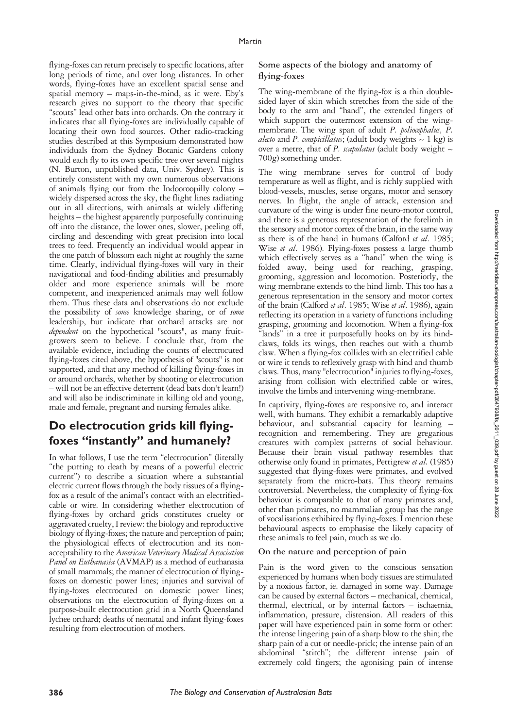flying-foxes can return precisely to specific locations, after long periods of time, and over long distances. In other words, flying-foxes have an excellent spatial sense and spatial memory – maps-in-the-mind, as it were. Eby's research gives no support to the theory that specific "scouts" lead other bats into orchards. On the contrary it indicates that all flying-foxes are individually capable of locating their own food sources. Other radio-tracking studies described at this Symposium demonstrated how individuals from the Sydney Botanic Gardens colony would each fly to its own specific tree over several nights (N. Burton, unpublished data, Univ. Sydney). This is entirely consistent with my own numerous observations of animals flying out from the Indooroopilly colony – widely dispersed across the sky, the flight lines radiating out in all directions, with animals at widely differing heights – the highest apparently purposefully continuing off into the distance, the lower ones, slower, peeling off, circling and descending with great precision into local trees to feed. Frequently an individual would appear in the one patch of blossom each night at roughly the same time. Clearly, individual flying-foxes will vary in their navigational and food-finding abilities and presumably older and more experience animals will be more competent, and inexperienced animals may well follow them. Thus these data and observations do not exclude the possibility of *some* knowledge sharing, or of *some* leadership, but indicate that orchard attacks are not *dependent* on the hypothetical "scouts", as many fruit-growers seem to believe. I conclude that, from the available evidence, including the counts of electrocuted flying-foxes cited above, the hypothesis of "scouts" is not supported, and that any method of killing flying-foxes in or around orchards, whether by shooting or electrocution – will not be an effective deterrent (dead bats don't learn!) and will also be indiscriminate in killing old and young, male and female, pregnant and nursing females alike.

## Do electrocution grids kill flying-foxes "instantly" and humanely?

In what follows, I use the term "electrocution" (literally "the putting to death by means of a powerful electric current") to describe a situation where a substantial electric current flows through the body tissues of a flying-fox as a result of the animal's contact with an electrified-cable or wire. In considering whether electrocution of flying-foxes by orchard grids constitutes cruelty or aggravated cruelty, I review: the biology and reproductive biology of flying-foxes; the nature and perception of pain; the physiological effects of electrocution and its non-acceptability to the *American Veterinary Medical Association Panel on Euthanasia* (AVMAP) as a method of euthanasia of small mammals; the manner of electrocution of flying-foxes on domestic power lines; injuries and survival of flying-foxes electrocuted on domestic power lines; observations on the electrocution of flying-foxes on a purpose-built electrocution grid in a North Queensland lychee orchard; deaths of neonatal and infant flying-foxes resulting from electrocution of mothers.

### Some aspects of the biology and anatomy of flying-foxes

The wing-membrane of the flying-fox is a thin double-sided layer of skin which stretches from the side of the body to the arm and "hand", the extended fingers of which support the outermost extension of the wing-membrane. The wing span of adult *P. poliocephalus, P. alecto* and *P. conspicillatus*; (adult body weights ~ 1 kg) is over a metre, that of *P. scapulatus* (adult body weight ~ 700g) something under.

The wing membrane serves for control of body temperature as well as flight, and is richly supplied with blood-vessels, muscles, sense organs, motor and sensory nerves. In flight, the angle of attack, extension and curvature of the wing is under fine neuro-motor control, and there is a generous representation of the forelimb in the sensory and motor cortex of the brain, in the same way as there is of the hand in humans (Calford *et al*. 1985; Wise *et al*. 1986). Flying-foxes possess a large thumb which effectively serves as a "hand" when the wing is folded away, being used for reaching, grasping, grooming, aggression and locomotion. Posteriorly, the wing membrane extends to the hind limb. This too has a generous representation in the sensory and motor cortex of the brain (Calford *et al*. 1985; Wise *et al*. 1986), again reflecting its operation in a variety of functions including grasping, grooming and locomotion. When a flying-fox "lands" in a tree it purposefully hooks on by its hind-claws, folds its wings, then reaches out with a thumb claw. When a flying-fox collides with an electrified cable or wire it tends to reflexively grasp with hind and thumb claws. Thus, many "electrocution" injuries to flying-foxes, arising from collision with electrified cable or wires, involve the limbs and intervening wing-membrane.

In captivity, flying-foxes are responsive to, and interact well, with humans. They exhibit a remarkably adaptive behaviour, and substantial capacity for learning – recognition and remembering. They are gregarious creatures with complex patterns of social behaviour. Because their brain visual pathway resembles that otherwise only found in primates, Pettigrew *et al*. (1985) suggested that flying-foxes were primates, and evolved separately from the micro-bats. This theory remains controversial. Nevertheless, the complexity of flying-fox behaviour is comparable to that of many primates and, other than primates, no mammalian group has the range of vocalisations exhibited by flying-foxes. I mention these behavioural aspects to emphasise the likely capacity of these animals to feel pain, much as we do.

### On the nature and perception of pain

Pain is the word given to the conscious sensation experienced by humans when body tissues are stimulated by a noxious factor, ie. damaged in some way. Damage can be caused by external factors – mechanical, chemical, thermal, electrical, or by internal factors – ischaemia, inflammation, pressure, distension. All readers of this paper will have experienced pain in some form or other: the intense lingering pain of a sharp blow to the shin; the sharp pain of a cut or needle-prick; the intense pain of an abdominal "stitch"; the different intense pain of extremely cold fingers; the agonising pain of intense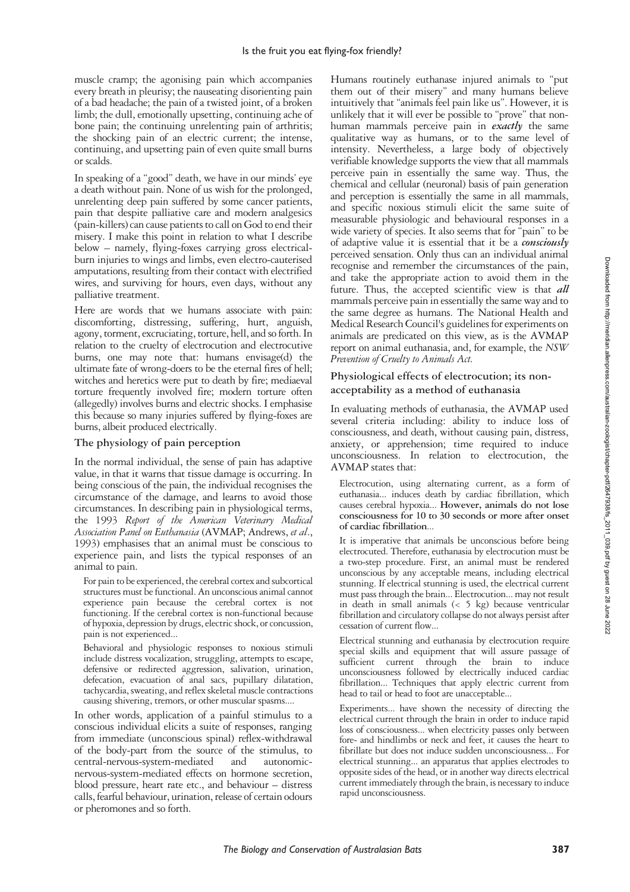muscle cramp; the agonising pain which accompanies every breath in pleurisy; the nauseating disorienting pain of a bad headache; the pain of a twisted joint, of a broken limb; the dull, emotionally upsetting, continuing ache of bone pain; the continuing unrelenting pain of arthritis; the shocking pain of an electric current; the intense, continuing, and upsetting pain of even quite small burns or scalds.

In speaking of a "good" death, we have in our minds' eye a death without pain. None of us wish for the prolonged, unrelenting deep pain suffered by some cancer patients, pain that despite palliative care and modern analgesics (pain-killers) can cause patients to call on God to end their misery. I make this point in relation to what I describe below – namely, flying-foxes carrying gross electrical-burn injuries to wings and limbs, even electro-cauterised amputations, resulting from their contact with electrified wires, and surviving for hours, even days, without any palliative treatment.

Here are words that we humans associate with pain: discomforting, distressing, suffering, hurt, anguish, agony, torment, excruciating, torture, hell, and so forth. In relation to the cruelty of electrocution and electrocutive burns, one may note that: humans envisage(d) the ultimate fate of wrong-doers to be the eternal fires of hell; witches and heretics were put to death by fire; mediaeval torture frequently involved fire; modern torture often (allegedly) involves burns and electric shocks. I emphasise this because so many injuries suffered by flying-foxes are burns, albeit produced electrically.

## The physiology of pain perception

In the normal individual, the sense of pain has adaptive value, in that it warns that tissue damage is occurring. In being conscious of the pain, the individual recognises the circumstance of the damage, and learns to avoid those circumstances. In describing pain in physiological terms, the 1993 *Report of the American Veterinary Medical Association Panel on Euthanasia* (AVMAP; Andrews, *et al*., 1993) emphasises that an animal must be conscious to experience pain, and lists the typical responses of an animal to pain.

> For pain to be experienced, the cerebral cortex and subcortical structures must be functional. An unconscious animal cannot experience pain because the cerebral cortex is not functioning. If the cerebral cortex is non-functional because of hypoxia, depression by drugs, electric shock, or concussion, pain is not experienced...
>
> Behavioral and physiologic responses to noxious stimuli include distress vocalization, struggling, attempts to escape, defensive or redirected aggression, salivation, urination, defecation, evacuation of anal sacs, pupillary dilatation, tachycardia, sweating, and reflex skeletal muscle contractions causing shivering, tremors, or other muscular spasms....

In other words, application of a painful stimulus to a conscious individual elicits a suite of responses, ranging from immediate (unconscious spinal) reflex-withdrawal of the body-part from the source of the stimulus, to central-nervous-system-mediated and autonomic-nervous-system-mediated effects on hormone secretion, blood pressure, heart rate etc., and behaviour – distress calls, fearful behaviour, urination, release of certain odours or pheromones and so forth.

Humans routinely euthanase injured animals to "put them out of their misery" and many humans believe intuitively that "animals feel pain like us". However, it is unlikely that it will ever be possible to "prove" that non-human mammals perceive pain in ***exactly*** the same qualitative way as humans, or to the same level of intensity. Nevertheless, a large body of objectively verifiable knowledge supports the view that all mammals perceive pain in essentially the same way. Thus, the chemical and cellular (neuronal) basis of pain generation and perception is essentially the same in all mammals, and specific noxious stimuli elicit the same suite of measurable physiologic and behavioural responses in a wide variety of species. It also seems that for "pain" to be of adaptive value it is essential that it be a ***consciously*** perceived sensation. Only thus can an individual animal recognise and remember the circumstances of the pain, and take the appropriate action to avoid them in the future. Thus, the accepted scientific view is that ***all*** mammals perceive pain in essentially the same way and to the same degree as humans. The National Health and Medical Research Council's guidelines for experiments on animals are predicated on this view, as is the AVMAP report on animal euthanasia, and, for example, the *NSW Prevention of Cruelty to Animals Act.*

## Physiological effects of electrocution; its non-acceptability as a method of euthanasia

In evaluating methods of euthanasia, the AVMAP used several criteria including: ability to induce loss of consciousness, and death, without causing pain, distress, anxiety, or apprehension; time required to induce unconsciousness. In relation to electrocution, the AVMAP states that:

> Electrocution, using alternating current, as a form of euthanasia... induces death by cardiac fibrillation, which causes cerebral hypoxia... **However, animals do not lose consciousness for 10 to 30 seconds or more after onset of cardiac fibrillation**...
>
> It is imperative that animals be unconscious before being electrocuted. Therefore, euthanasia by electrocution must be a two-step procedure. First, an animal must be rendered unconscious by any acceptable means, including electrical stunning. If electrical stunning is used, the electrical current must pass through the brain... Electrocution... may not result in death in small animals (< 5 kg) because ventricular fibrillation and circulatory collapse do not always persist after cessation of current flow...
>
> Electrical stunning and euthanasia by electrocution require special skills and equipment that will assure passage of sufficient current through the brain to induce unconsciousness followed by electrically induced cardiac fibrillation... Techniques that apply electric current from head to tail or head to foot are unacceptable...
>
> Experiments... have shown the necessity of directing the electrical current through the brain in order to induce rapid loss of consciousness... when electricity passes only between fore- and hindlimbs or neck and feet, it causes the heart to fibrillate but does not induce sudden unconsciousness... For electrical stunning... an apparatus that applies electrodes to opposite sides of the head, or in another way directs electrical current immediately through the brain, is necessary to induce rapid unconsciousness.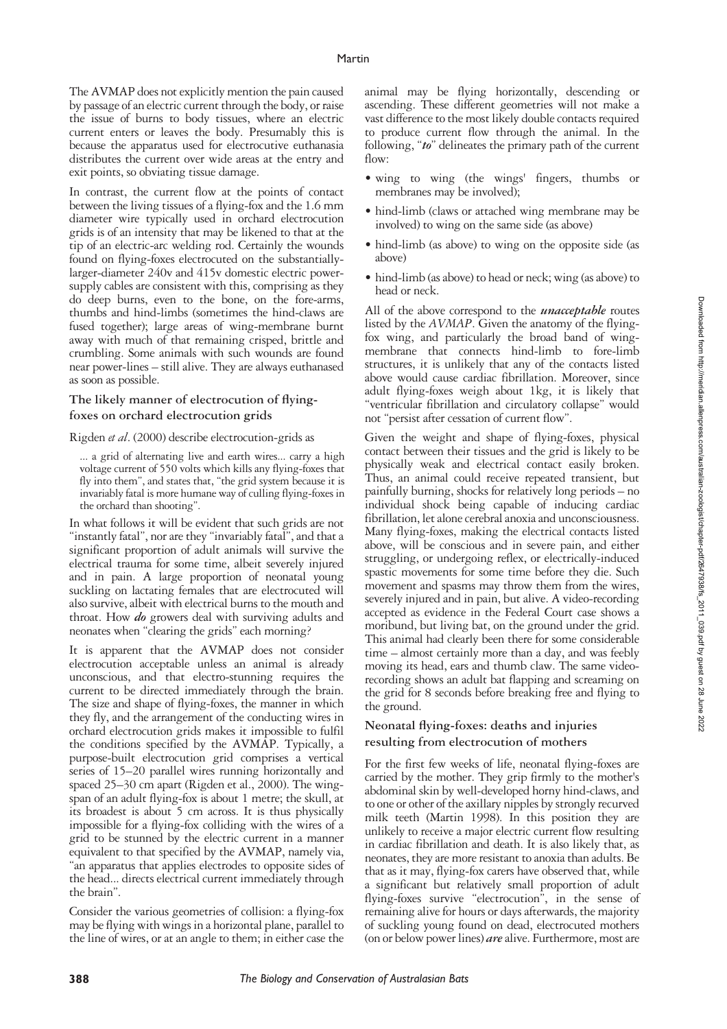The AVMAP does not explicitly mention the pain caused by passage of an electric current through the body, or raise the issue of burns to body tissues, where an electric current enters or leaves the body. Presumably this is because the apparatus used for electrocutive euthanasia distributes the current over wide areas at the entry and exit points, so obviating tissue damage.

In contrast, the current flow at the points of contact between the living tissues of a flying-fox and the 1.6 mm diameter wire typically used in orchard electrocution grids is of an intensity that may be likened to that at the tip of an electric-arc welding rod. Certainly the wounds found on flying-foxes electrocuted on the substantially-larger-diameter 240v and 415v domestic electric power-supply cables are consistent with this, comprising as they do deep burns, even to the bone, on the fore-arms, thumbs and hind-limbs (sometimes the hind-claws are fused together); large areas of wing-membrane burnt away with much of that remaining crisped, brittle and crumbling. Some animals with such wounds are found near power-lines – still alive. They are always euthanased as soon as possible.

### The likely manner of electrocution of flying-foxes on orchard electrocution grids

Rigden *et al*. (2000) describe electrocution-grids as

> ... a grid of alternating live and earth wires... carry a high voltage current of 550 volts which kills any flying-foxes that fly into them", and states that, "the grid system because it is invariably fatal is more humane way of culling flying-foxes in the orchard than shooting".

In what follows it will be evident that such grids are not "instantly fatal", nor are they "invariably fatal", and that a significant proportion of adult animals will survive the electrical trauma for some time, albeit severely injured and in pain. A large proportion of neonatal young suckling on lactating females that are electrocuted will also survive, albeit with electrical burns to the mouth and throat. How ***do*** growers deal with surviving adults and neonates when "clearing the grids" each morning?

It is apparent that the AVMAP does not consider electrocution acceptable unless an animal is already unconscious, and that electro-stunning requires the current to be directed immediately through the brain. The size and shape of flying-foxes, the manner in which they fly, and the arrangement of the conducting wires in orchard electrocution grids makes it impossible to fulfil the conditions specified by the AVMAP. Typically, a purpose-built electrocution grid comprises a vertical series of 15–20 parallel wires running horizontally and spaced 25–30 cm apart (Rigden et al., 2000). The wing-span of an adult flying-fox is about 1 metre; the skull, at its broadest is about 5 cm across. It is thus physically impossible for a flying-fox colliding with the wires of a grid to be stunned by the electric current in a manner equivalent to that specified by the AVMAP, namely via, "an apparatus that applies electrodes to opposite sides of the head... directs electrical current immediately through the brain".

Consider the various geometries of collision: a flying-fox may be flying with wings in a horizontal plane, parallel to the line of wires, or at an angle to them; in either case the animal may be flying horizontally, descending or ascending. These different geometries will not make a vast difference to the most likely double contacts required to produce current flow through the animal. In the following, "***to***" delineates the primary path of the current flow:

- wing to wing (the wings' fingers, thumbs or membranes may be involved);
- hind-limb (claws or attached wing membrane may be involved) to wing on the same side (as above)
- hind-limb (as above) to wing on the opposite side (as above)
- hind-limb (as above) to head or neck; wing (as above) to head or neck.

All of the above correspond to the ***unacceptable*** routes listed by the *AVMAP*. Given the anatomy of the flying-fox wing, and particularly the broad band of wing-membrane that connects hind-limb to fore-limb structures, it is unlikely that any of the contacts listed above would cause cardiac fibrillation. Moreover, since adult flying-foxes weigh about 1kg, it is likely that "ventricular fibrillation and circulatory collapse" would not "persist after cessation of current flow".

Given the weight and shape of flying-foxes, physical contact between their tissues and the grid is likely to be physically weak and electrical contact easily broken. Thus, an animal could receive repeated transient, but painfully burning, shocks for relatively long periods – no individual shock being capable of inducing cardiac fibrillation, let alone cerebral anoxia and unconsciousness. Many flying-foxes, making the electrical contacts listed above, will be conscious and in severe pain, and either struggling, or undergoing reflex, or electrically-induced spastic movements for some time before they die. Such movement and spasms may throw them from the wires, severely injured and in pain, but alive. A video-recording accepted as evidence in the Federal Court case shows a moribund, but living bat, on the ground under the grid. This animal had clearly been there for some considerable time – almost certainly more than a day, and was feebly moving its head, ears and thumb claw. The same video-recording shows an adult bat flapping and screaming on the grid for 8 seconds before breaking free and flying to the ground.

### Neonatal flying-foxes: deaths and injuries resulting from electrocution of mothers

For the first few weeks of life, neonatal flying-foxes are carried by the mother. They grip firmly to the mother's abdominal skin by well-developed horny hind-claws, and to one or other of the axillary nipples by strongly recurved milk teeth (Martin 1998). In this position they are unlikely to receive a major electric current flow resulting in cardiac fibrillation and death. It is also likely that, as neonates, they are more resistant to anoxia than adults. Be that as it may, flying-fox carers have observed that, while a significant but relatively small proportion of adult flying-foxes survive "electrocution", in the sense of remaining alive for hours or days afterwards, the majority of suckling young found on dead, electrocuted mothers (on or below power lines) ***are*** alive. Furthermore, most are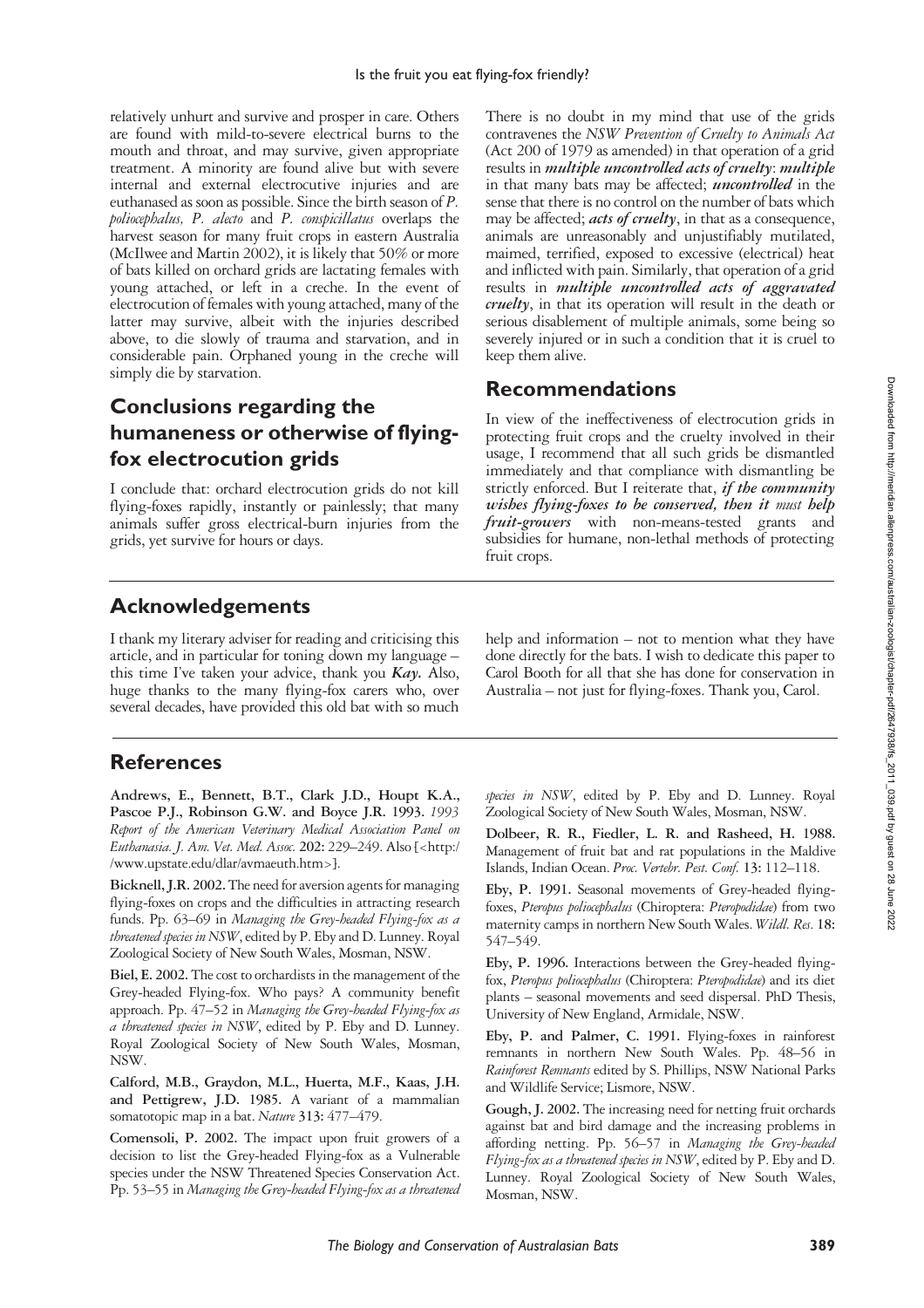relatively unhurt and survive and prosper in care. Others are found with mild-to-severe electrical burns to the mouth and throat, and may survive, given appropriate treatment. A minority are found alive but with severe internal and external electrocutive injuries and are euthanased as soon as possible. Since the birth season of *P. poliocephalus, P. alecto* and *P. conspicillatus* overlaps the harvest season for many fruit crops in eastern Australia (McIlwee and Martin 2002), it is likely that 50% or more of bats killed on orchard grids are lactating females with young attached, or left in a creche. In the event of electrocution of females with young attached, many of the latter may survive, albeit with the injuries described above, to die slowly of trauma and starvation, and in considerable pain. Orphaned young in the creche will simply die by starvation.

## Conclusions regarding the humaneness or otherwise of flying-fox electrocution grids

I conclude that: orchard electrocution grids do not kill flying-foxes rapidly, instantly or painlessly; that many animals suffer gross electrical-burn injuries from the grids, yet survive for hours or days.

There is no doubt in my mind that use of the grids contravenes the *NSW Prevention of Cruelty to Animals Act* (Act 200 of 1979 as amended) in that operation of a grid results in ***multiple uncontrolled acts of cruelty***: ***multiple*** in that many bats may be affected; ***uncontrolled*** in the sense that there is no control on the number of bats which may be affected; ***acts of cruelty***, in that as a consequence, animals are unreasonably and unjustifiably mutilated, maimed, terrified, exposed to excessive (electrical) heat and inflicted with pain. Similarly, that operation of a grid results in ***multiple uncontrolled acts of aggravated cruelty***, in that its operation will result in the death or serious disablement of multiple animals, some being so severely injured or in such a condition that it is cruel to keep them alive.

## Recommendations

In view of the ineffectiveness of electrocution grids in protecting fruit crops and the cruelty involved in their usage, I recommend that all such grids be dismantled immediately and that compliance with dismantling be strictly enforced. But I reiterate that, ***if the community wishes flying-foxes to be conserved, then it must help fruit-growers*** with non-means-tested grants and subsidies for humane, non-lethal methods of protecting fruit crops.

## Acknowledgements

I thank my literary adviser for reading and criticising this article, and in particular for toning down my language – this time I've taken your advice, thank you ***Kay.*** Also, huge thanks to the many flying-fox carers who, over several decades, have provided this old bat with so much help and information – not to mention what they have done directly for the bats. I wish to dedicate this paper to Carol Booth for all that she has done for conservation in Australia – not just for flying-foxes. Thank you, Carol.

## References

**Andrews, E., Bennett, B.T., Clark J.D., Houpt K.A., Pascoe P.J., Robinson G.W. and Boyce J.R. 1993.** *1993 Report of the American Veterinary Medical Association Panel on Euthanasia. J. Am. Vet. Med. Assoc.* **202:** 229–249. Also [<http://www.upstate.edu/dlar/avmaeuth.htm>].

**Bicknell, J.R. 2002.** The need for aversion agents for managing flying-foxes on crops and the difficulties in attracting research funds. Pp. 63–69 in *Managing the Grey-headed Flying-fox as a threatened species in NSW*, edited by P. Eby and D. Lunney. Royal Zoological Society of New South Wales, Mosman, NSW.

**Biel, E. 2002.** The cost to orchardists in the management of the Grey-headed Flying-fox. Who pays? A community benefit approach. Pp. 47–52 in *Managing the Grey-headed Flying-fox as a threatened species in NSW*, edited by P. Eby and D. Lunney. Royal Zoological Society of New South Wales, Mosman, NSW.

**Calford, M.B., Graydon, M.L., Huerta, M.F., Kaas, J.H. and Pettigrew, J.D. 1985.** A variant of a mammalian somatotopic map in a bat. *Nature* **313:** 477–479.

**Comensoli, P. 2002.** The impact upon fruit growers of a decision to list the Grey-headed Flying-fox as a Vulnerable species under the NSW Threatened Species Conservation Act. Pp. 53–55 in *Managing the Grey-headed Flying-fox as a threatened species in NSW*, edited by P. Eby and D. Lunney. Royal Zoological Society of New South Wales, Mosman, NSW.

**Dolbeer, R. R., Fiedler, L. R. and Rasheed, H. 1988.** Management of fruit bat and rat populations in the Maldive Islands, Indian Ocean. *Proc. Vertebr. Pest. Conf.* **13:** 112–118.

**Eby, P. 1991.** Seasonal movements of Grey-headed flying-foxes, *Pteropus poliocephalus* (Chiroptera: *Pteropodidae*) from two maternity camps in northern New South Wales. *Wildl. Res.* **18:** 547–549.

**Eby, P. 1996.** Interactions between the Grey-headed flying-fox, *Pteropus poliocephalus* (Chiroptera: *Pteropodidae*) and its diet plants – seasonal movements and seed dispersal. PhD Thesis, University of New England, Armidale, NSW.

**Eby, P. and Palmer, C. 1991.** Flying-foxes in rainforest remnants in northern New South Wales. Pp. 48–56 in *Rainforest Remnants* edited by S. Phillips, NSW National Parks and Wildlife Service; Lismore, NSW.

**Gough, J. 2002.** The increasing need for netting fruit orchards against bat and bird damage and the increasing problems in affording netting. Pp. 56–57 in *Managing the Grey-headed Flying-fox as a threatened species in NSW*, edited by P. Eby and D. Lunney. Royal Zoological Society of New South Wales, Mosman, NSW.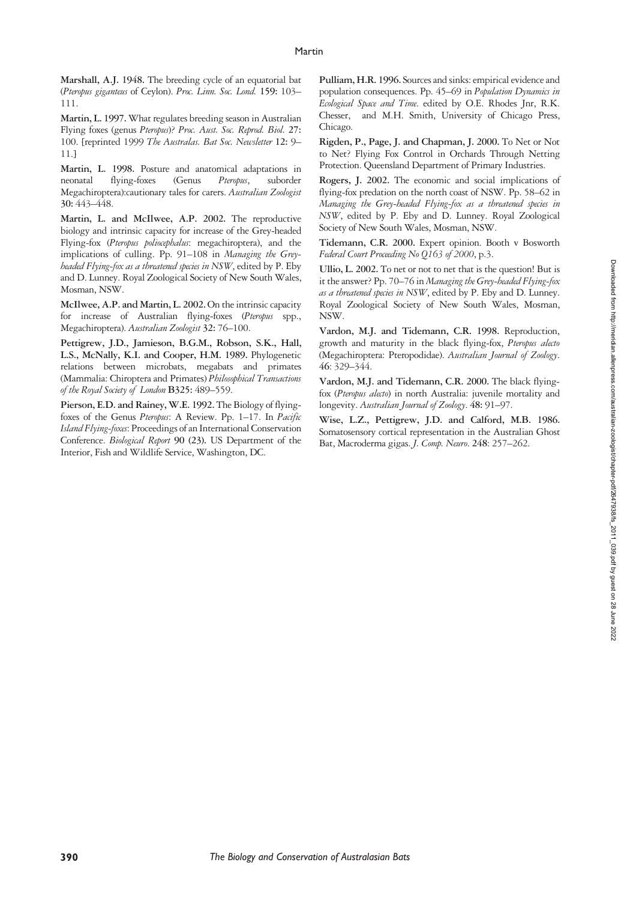**Marshall, A.J. 1948.** The breeding cycle of an equatorial bat (*Pteropus giganteus* of Ceylon). *Proc. Linn. Soc. Lond.* **159:** 103–111.

**Martin, L. 1997.** What regulates breeding season in Australian Flying foxes (genus *Pteropus*)? *Proc. Aust. Soc. Reprod. Biol.* **27:** 100. [reprinted 1999 *The Australas. Bat Soc. Newsletter* **12:** 9–11.]

**Martin, L. 1998.** Posture and anatomical adaptations in neonatal flying-foxes (Genus *Pteropus*, suborder Megachiroptera):cautionary tales for carers. *Australian Zoologist* **30:** 443–448.

**Martin, L. and McIlwee, A.P. 2002.** The reproductive biology and intrinsic capacity for increase of the Grey-headed Flying-fox (*Pteropus poliocephalus*: megachiroptera), and the implications of culling. Pp. 91–108 in *Managing the Grey-headed Flying-fox as a threatened species in NSW*, edited by P. Eby and D. Lunney. Royal Zoological Society of New South Wales, Mosman, NSW.

**McIlwee, A.P. and Martin, L. 2002.** On the intrinsic capacity for increase of Australian flying-foxes (*Pteropus* spp., Megachiroptera). *Australian Zoologist* **32:** 76–100.

**Pettigrew, J.D., Jamieson, B.G.M., Robson, S.K., Hall, L.S., McNally, K.I. and Cooper, H.M. 1989.** Phylogenetic relations between microbats, megabats and primates (Mammalia: Chiroptera and Primates) *Philosophical Transactions of the Royal Society of London* **B325:** 489–559.

**Pierson, E.D. and Rainey, W.E. 1992.** The Biology of flying-foxes of the Genus *Pteropus*: A Review. Pp. 1–17. In *Pacific Island Flying-foxes*: Proceedings of an International Conservation Conference. *Biological Report* **90 (23).** US Department of the Interior, Fish and Wildlife Service, Washington, DC.

**Pulliam, H.R. 1996.** Sources and sinks: empirical evidence and population consequences. Pp. 45–69 in *Population Dynamics in Ecological Space and Time*. edited by O.E. Rhodes Jnr, R.K. Chesser, and M.H. Smith, University of Chicago Press, Chicago.

**Rigden, P., Page, J. and Chapman, J. 2000.** To Net or Not to Net? Flying Fox Control in Orchards Through Netting Protection. Queensland Department of Primary Industries.

**Rogers, J. 2002.** The economic and social implications of flying-fox predation on the north coast of NSW. Pp. 58–62 in *Managing the Grey-headed Flying-fox as a threatened species in NSW*, edited by P. Eby and D. Lunney. Royal Zoological Society of New South Wales, Mosman, NSW.

**Tidemann, C.R. 2000.** Expert opinion. Booth v Bosworth *Federal Court Proceeding No Q163 of 2000*, p.3.

**Ullio, L. 2002.** To net or not to net that is the question! But is it the answer? Pp. 70–76 in *Managing the Grey-headed Flying-fox as a threatened species in NSW*, edited by P. Eby and D. Lunney. Royal Zoological Society of New South Wales, Mosman, NSW.

**Vardon, M.J. and Tidemann, C.R. 1998.** Reproduction, growth and maturity in the black flying-fox, *Pteropus alecto* (Megachiroptera: Pteropodidae). *Australian Journal of Zoology*. **46**: 329–344.

**Vardon, M.J. and Tidemann, C.R. 2000.** The black flying-fox (*Pteropus alecto*) in north Australia: juvenile mortality and longevity. *Australian Journal of Zoology*. **48:** 91–97.

**Wise, L.Z., Pettigrew, J.D. and Calford, M.B. 1986.** Somatosensory cortical representation in the Australian Ghost Bat, Macroderma gigas. *J. Comp. Neuro.* **248**: 257–262.